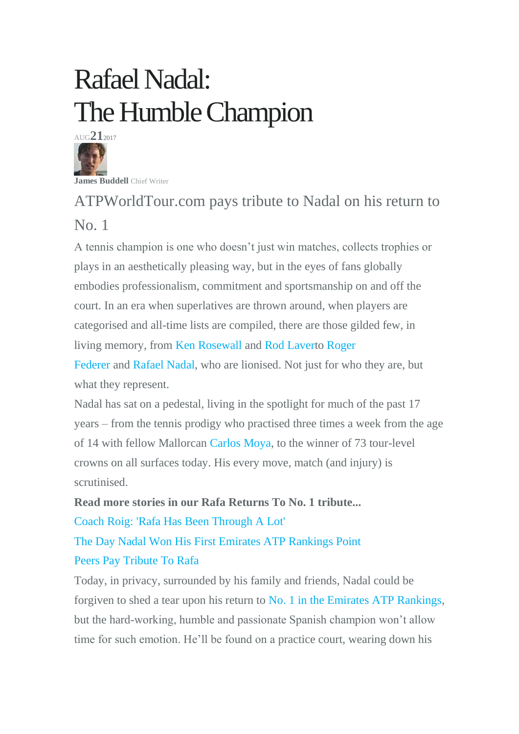# Rafael Nadal: The Humble Champion

AUG 21 2017

**James Buddell** Chief Writer

## ATPWorldTour.com pays tribute to Nadal on his return to No. 1

A tennis champion is one who doesn't just win matches, collects trophies or plays in an aesthetically pleasing way, but in the eyes of fans globally embodies professionalism, commitment and sportsmanship on and off the court. In an era when superlatives are thrown around, when players are categorised and all-time lists are compiled, there are those gilded few, in living memory, from Ken Rosewall and Rod Laverto Roger Federer and Rafael Nadal, who are lionised. Not just for who they are, but what they represent.

Nadal has sat on a pedestal, living in the spotlight for much of the past 17 years – from the tennis prodigy who practised three times a week from the age of 14 with fellow Mallorcan Carlos Moya, to the winner of 73 tour-level crowns on all surfaces today. His every move, match (and injury) is scrutinised.

**Read more stories in our Rafa Returns To No. 1 tribute...**

Coach Roig: 'Rafa Has Been Through A Lot'

The Day Nadal Won His First Emirates ATP Rankings Point

Peers Pay Tribute To Rafa

Today, in privacy, surrounded by his family and friends, Nadal could be forgiven to shed a tear upon his return to No. 1 in the Emirates ATP Rankings, but the hard-working, humble and passionate Spanish champion won't allow time for such emotion. He'll be found on a practice court, wearing down his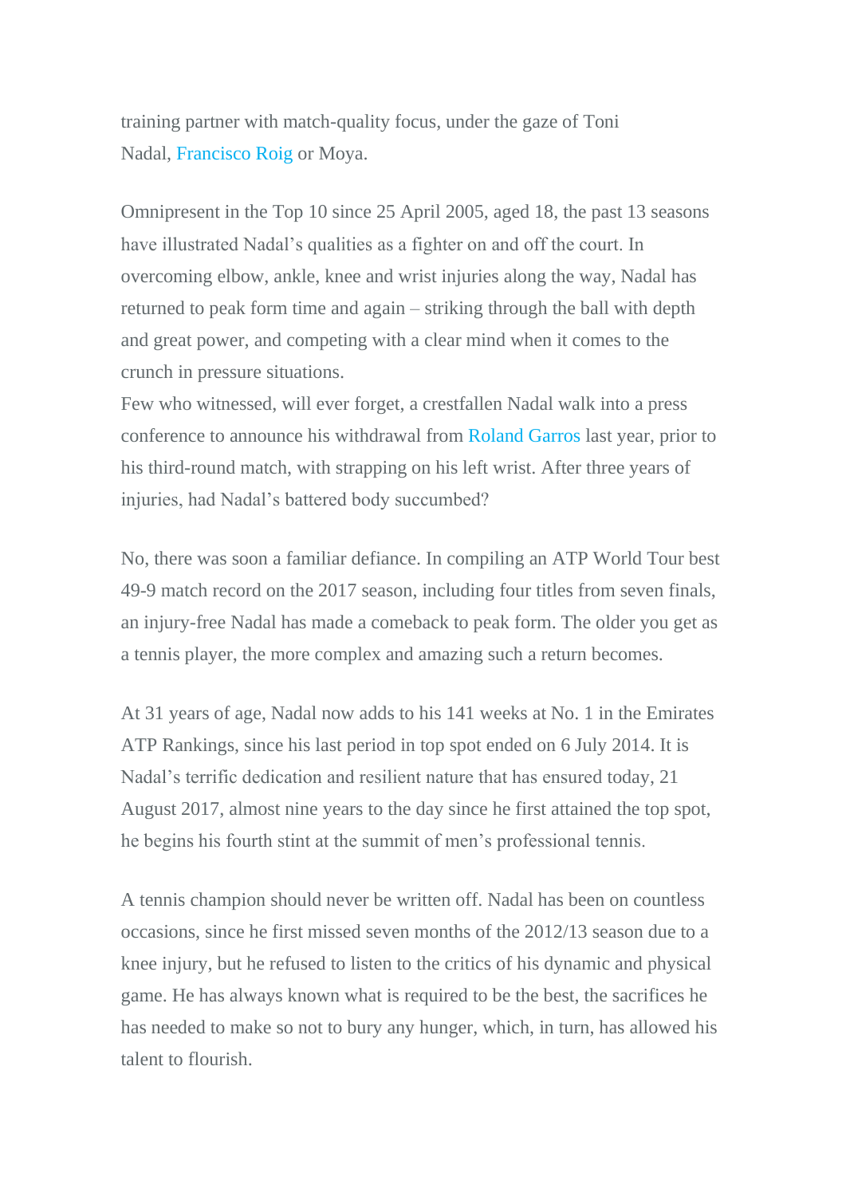training partner with match-quality focus, under the gaze of Toni Nadal, Francisco Roig or Moya.

Omnipresent in the Top 10 since 25 April 2005, aged 18, the past 13 seasons have illustrated Nadal's qualities as a fighter on and off the court. In overcoming elbow, ankle, knee and wrist injuries along the way, Nadal has returned to peak form time and again – striking through the ball with depth and great power, and competing with a clear mind when it comes to the crunch in pressure situations.
Few who witnessed, will ever forget, a crestfallen Nadal walk into a press conference to announce his withdrawal from Roland Garros last year, prior to his third-round match, with strapping on his left wrist. After three years of injuries, had Nadal's battered body succumbed?

No, there was soon a familiar defiance. In compiling an ATP World Tour best 49-9 match record on the 2017 season, including four titles from seven finals, an injury-free Nadal has made a comeback to peak form. The older you get as a tennis player, the more complex and amazing such a return becomes.

At 31 years of age, Nadal now adds to his 141 weeks at No. 1 in the Emirates ATP Rankings, since his last period in top spot ended on 6 July 2014. It is Nadal's terrific dedication and resilient nature that has ensured today, 21 August 2017, almost nine years to the day since he first attained the top spot, he begins his fourth stint at the summit of men's professional tennis.

A tennis champion should never be written off. Nadal has been on countless occasions, since he first missed seven months of the 2012/13 season due to a knee injury, but he refused to listen to the critics of his dynamic and physical game. He has always known what is required to be the best, the sacrifices he has needed to make so not to bury any hunger, which, in turn, has allowed his talent to flourish.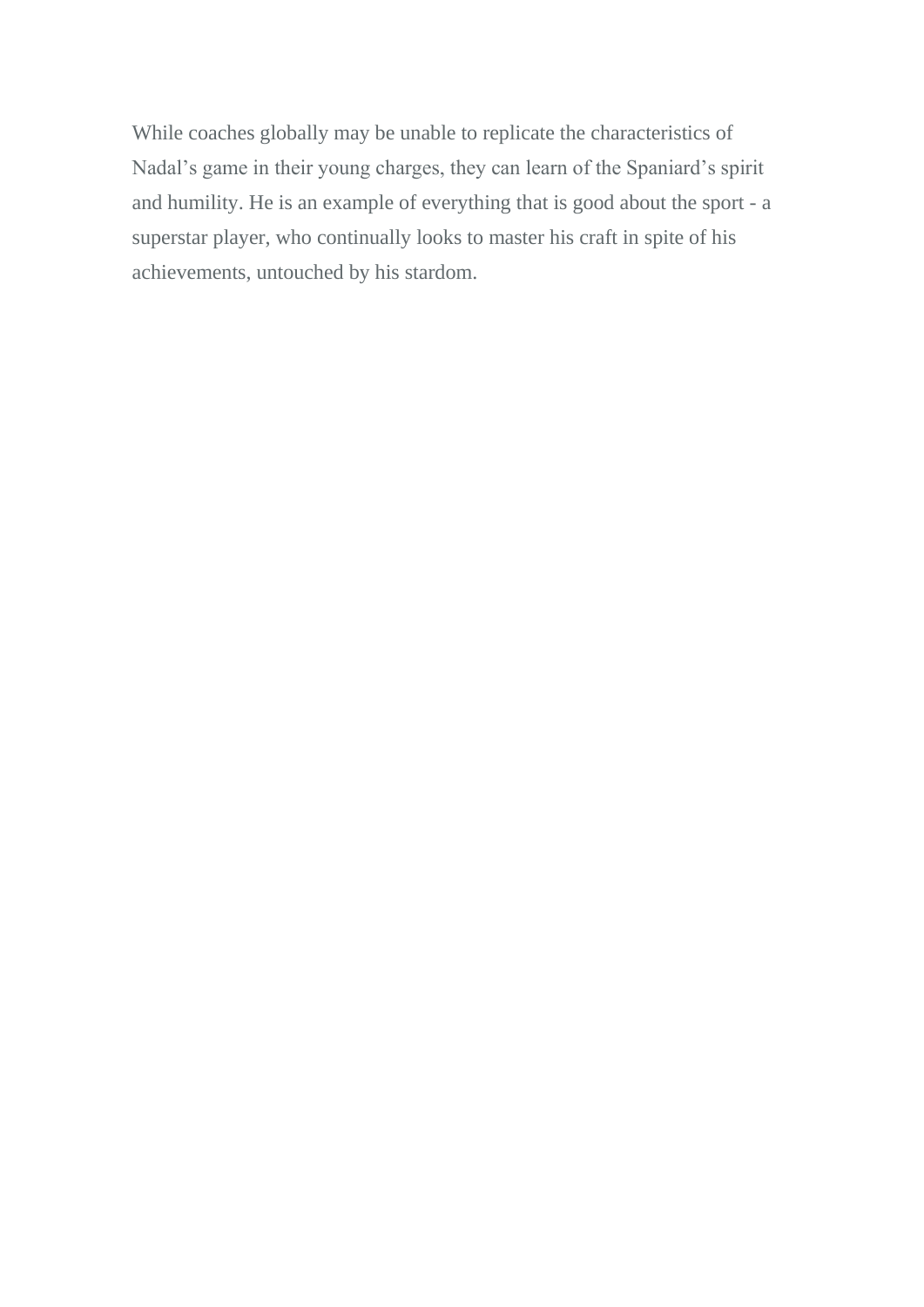While coaches globally may be unable to replicate the characteristics of Nadal's game in their young charges, they can learn of the Spaniard's spirit and humility. He is an example of everything that is good about the sport - a superstar player, who continually looks to master his craft in spite of his achievements, untouched by his stardom.